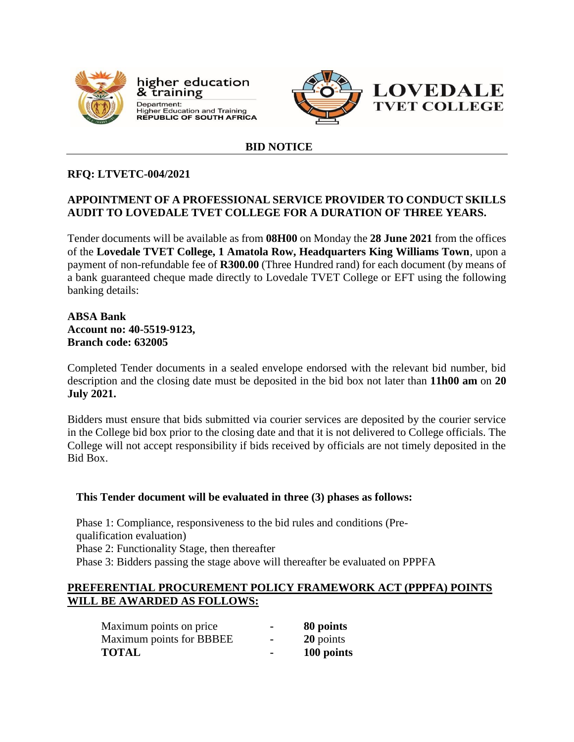higher education & training

Department: Higher Education and Training REPUBLIC OF SOUTH AFRICA

LOVEDALE TVET COLLEGE

## BID NOTICE

**RFQ: LTVETC-004/2021**

**APPOINTMENT OF A PROFESSIONAL SERVICE PROVIDER TO CONDUCT SKILLS AUDIT TO LOVEDALE TVET COLLEGE FOR A DURATION OF THREE YEARS.**

Tender documents will be available as from **08H00** on Monday the **28 June 2021** from the offices of the **Lovedale TVET College, 1 Amatola Row, Headquarters King Williams Town**, upon a payment of non-refundable fee of **R300.00** (Three Hundred rand) for each document (by means of a bank guaranteed cheque made directly to Lovedale TVET College or EFT using the following banking details:

**ABSA Bank**
**Account no: 40-5519-9123,**
**Branch code: 632005**

Completed Tender documents in a sealed envelope endorsed with the relevant bid number, bid description and the closing date must be deposited in the bid box not later than **11h00 am** on **20 July 2021.**

Bidders must ensure that bids submitted via courier services are deposited by the courier service in the College bid box prior to the closing date and that it is not delivered to College officials. The College will not accept responsibility if bids received by officials are not timely deposited in the Bid Box.

**This Tender document will be evaluated in three (3) phases as follows:**

Phase 1: Compliance, responsiveness to the bid rules and conditions (Pre-qualification evaluation)
Phase 2: Functionality Stage, then thereafter
Phase 3: Bidders passing the stage above will thereafter be evaluated on PPPFA

**PREFERENTIAL PROCUREMENT POLICY FRAMEWORK ACT (PPPFA) POINTS WILL BE AWARDED AS FOLLOWS:**

| | | |
|---|---|---|
| Maximum points on price | - | **80 points** |
| Maximum points for BBBEE | - | **20** points |
| **TOTAL** | - | **100 points** |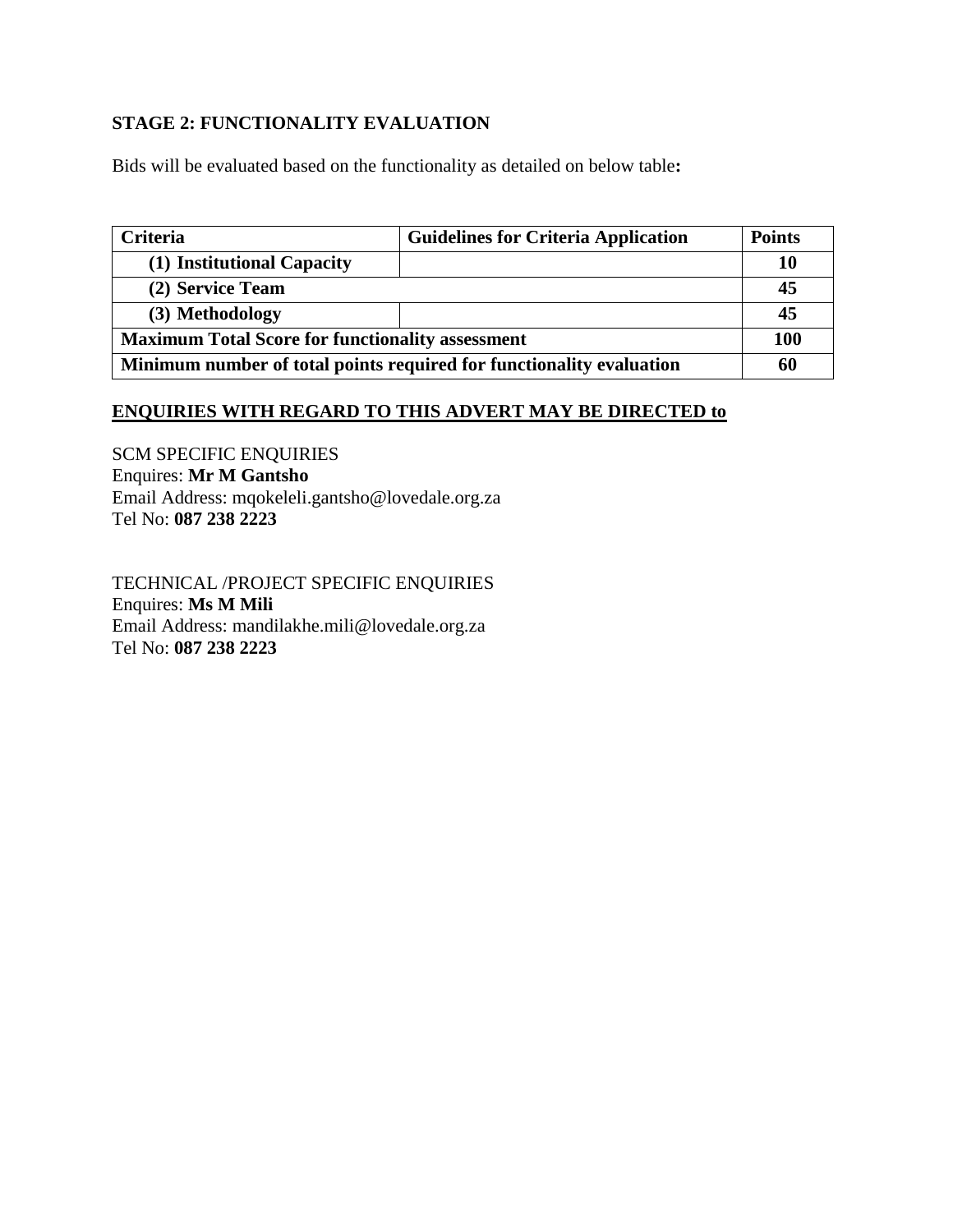**STAGE 2: FUNCTIONALITY EVALUATION**

Bids will be evaluated based on the functionality as detailed on below table**:**

| Criteria | Guidelines for Criteria Application | Points |
|---|---|---|
| **(1) Institutional Capacity** | | **10** |
| **(2) Service Team** | | **45** |
| **(3) Methodology** | | **45** |
| **Maximum Total Score for functionality assessment** | | **100** |
| **Minimum number of total points required for functionality evaluation** | | **60** |

**ENQUIRIES WITH REGARD TO THIS ADVERT MAY BE DIRECTED to**

SCM SPECIFIC ENQUIRIES
Enquires: **Mr M Gantsho**
Email Address: mqokeleli.gantsho@lovedale.org.za
Tel No: **087 238 2223**

TECHNICAL /PROJECT SPECIFIC ENQUIRIES
Enquires: **Ms M Mili**
Email Address: mandilakhe.mili@lovedale.org.za
Tel No: **087 238 2223**